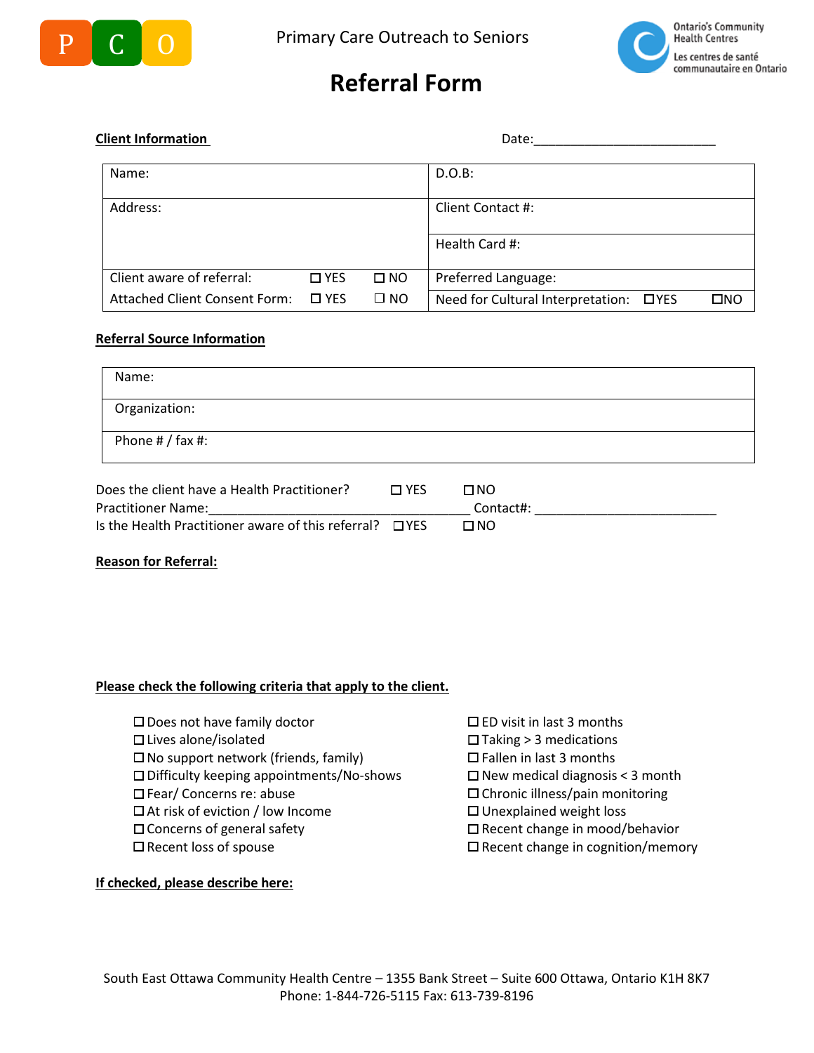P C O

Primary Care Outreach to Seniors

Ontario's Community Health Centres
Les centres de santé communautaire en Ontario

# Referral Form

**Client Information** Date:_________________________

| Name: | D.O.B: |
|---|---|
| Address: | Client Contact #: |
| | Health Card #: |
| Client aware of referral: ☐ YES ☐ NO | Preferred Language: |
| Attached Client Consent Form: ☐ YES ☐ NO | Need for Cultural Interpretation: ☐YES ☐NO |

**Referral Source Information**

| Name: |
|---|
| Organization: |
| Phone # / fax #: |

Does the client have a Health Practitioner? ☐ YES ☐NO
Practitioner Name:___________________________________ Contact#: _________________________
Is the Health Practitioner aware of this referral? ☐YES ☐ NO

**Reason for Referral:**

**Please check the following criteria that apply to the client.**

- ☐ Does not have family doctor
- ☐ Lives alone/isolated
- ☐ No support network (friends, family)
- ☐ Difficulty keeping appointments/No-shows
- ☐ Fear/ Concerns re: abuse
- ☐ At risk of eviction / low Income
- ☐ Concerns of general safety
- ☐ Recent loss of spouse
- ☐ ED visit in last 3 months
- ☐ Taking > 3 medications
- ☐ Fallen in last 3 months
- ☐ New medical diagnosis < 3 month
- ☐ Chronic illness/pain monitoring
- ☐ Unexplained weight loss
- ☐ Recent change in mood/behavior
- ☐ Recent change in cognition/memory

**If checked, please describe here:**

South East Ottawa Community Health Centre – 1355 Bank Street – Suite 600 Ottawa, Ontario K1H 8K7
Phone: 1-844-726-5115 Fax: 613-739-8196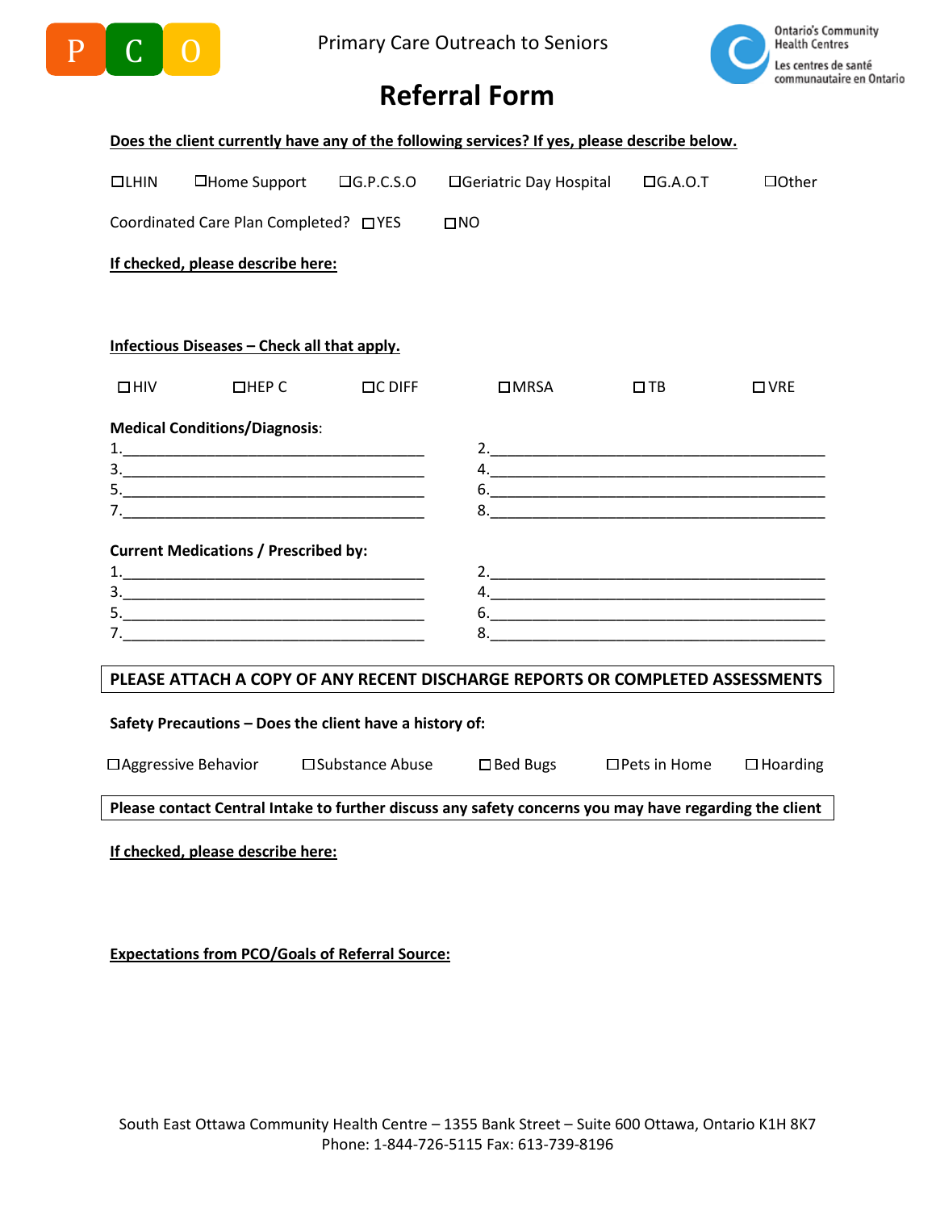P C O

Primary Care Outreach to Seniors

Ontario's Community Health Centres
Les centres de santé communautaire en Ontario

# Referral Form

**Does the client currently have any of the following services? If yes, please describe below.**

☐LHIN ☐Home Support ☐G.P.C.S.O ☐Geriatric Day Hospital ☐G.A.O.T ☐Other

Coordinated Care Plan Completed? ☐YES ☐NO

**If checked, please describe here:**

**Infectious Diseases – Check all that apply.**

☐HIV ☐HEP C ☐C DIFF ☐MRSA ☐TB ☐VRE

**Medical Conditions/Diagnosis**:

1.______________________________________ 2.______________________________________
3.______________________________________ 4.______________________________________
5.______________________________________ 6.______________________________________
7.______________________________________ 8.______________________________________

**Current Medications / Prescribed by:**

1.______________________________________ 2.______________________________________
3.______________________________________ 4.______________________________________
5.______________________________________ 6.______________________________________
7.______________________________________ 8.______________________________________

**PLEASE ATTACH A COPY OF ANY RECENT DISCHARGE REPORTS OR COMPLETED ASSESSMENTS**

**Safety Precautions – Does the client have a history of:**

☐Aggressive Behavior ☐Substance Abuse ☐Bed Bugs ☐Pets in Home ☐Hoarding

**Please contact Central Intake to further discuss any safety concerns you may have regarding the client**

**If checked, please describe here:**

**Expectations from PCO/Goals of Referral Source:**

South East Ottawa Community Health Centre – 1355 Bank Street – Suite 600 Ottawa, Ontario K1H 8K7
Phone: 1-844-726-5115 Fax: 613-739-8196